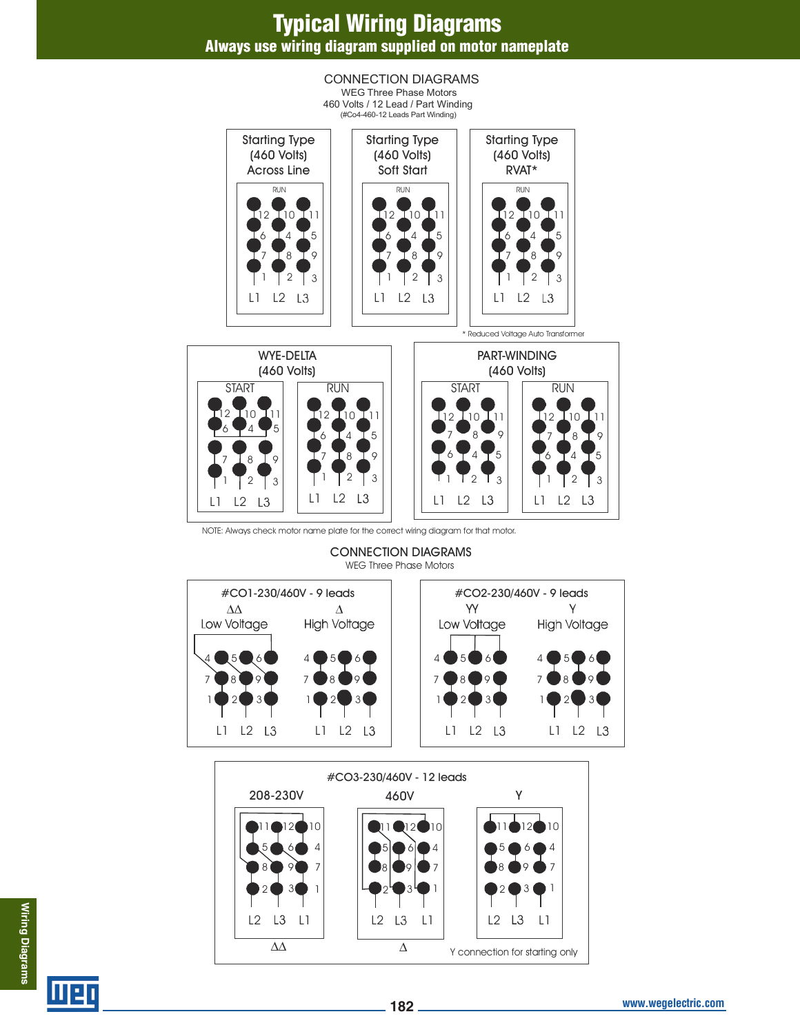# Typical Wiring Diagrams

## Always use wiring diagram supplied on motor nameplate

### CONNECTION DIAGRAMS

WEG Three Phase Motors
460 Volts / 12 Lead / Part Winding
(#Co4-460-12 Leads Part Winding)

Starting Type (460 Volts) Across Line

RUN

12 10 11
6 4 5
7 8 9
1 2 3
L1 L2 L3

Starting Type (460 Volts) Soft Start

RUN

12 10 11
6 4 5
7 8 9
1 2 3
L1 L2 L3

Starting Type (460 Volts) RVAT*

RUN

12 10 11
6 4 5
7 8 9
1 2 3
L1 L2 L3

* Reduced Voltage Auto Transformer

WYE-DELTA (460 Volts)

START

12 10 11
6 4 5
7 8 9
1 2 3
L1 L2 L3

RUN

12 10 11
6 4 5
7 8 9
1 2 3
L1 L2 L3

PART-WINDING (460 Volts)

START

12 10 11
7 8 9
6 4 5
1 2 3
L1 L2 L3

RUN

12 10 11
7 8 9
6 4 5
1 2 3
L1 L2 L3

NOTE: Always check motor name plate for the correct wiring diagram for that motor.

### CONNECTION DIAGRAMS

WEG Three Phase Motors

#CO1-230/460V - 9 leads

ΔΔ Low Voltage

4 5 6
7 8 9
1 2 3
L1 L2 L3

Δ High Voltage

4 5 6
7 8 9
1 2 3
L1 L2 L3

#CO2-230/460V - 9 leads

YY Low Voltage

4 5 6
7 8 9
1 2 3
L1 L2 L3

Y High Voltage

4 5 6
7 8 9
1 2 3
L1 L2 L3

#CO3-230/460V - 12 leads

208-230V

11 12 10
5 6 4
8 9 7
2 3 1
L2 L3 L1

ΔΔ

460V

11 12 10
5 6 4
8 9 7
2 3 1
L2 L3 L1

Δ

Y

11 12 10
5 6 4
8 9 7
2 3 1
L2 L3 L1

Y connection for starting only

Wiring Diagrams

www.wegelectric.com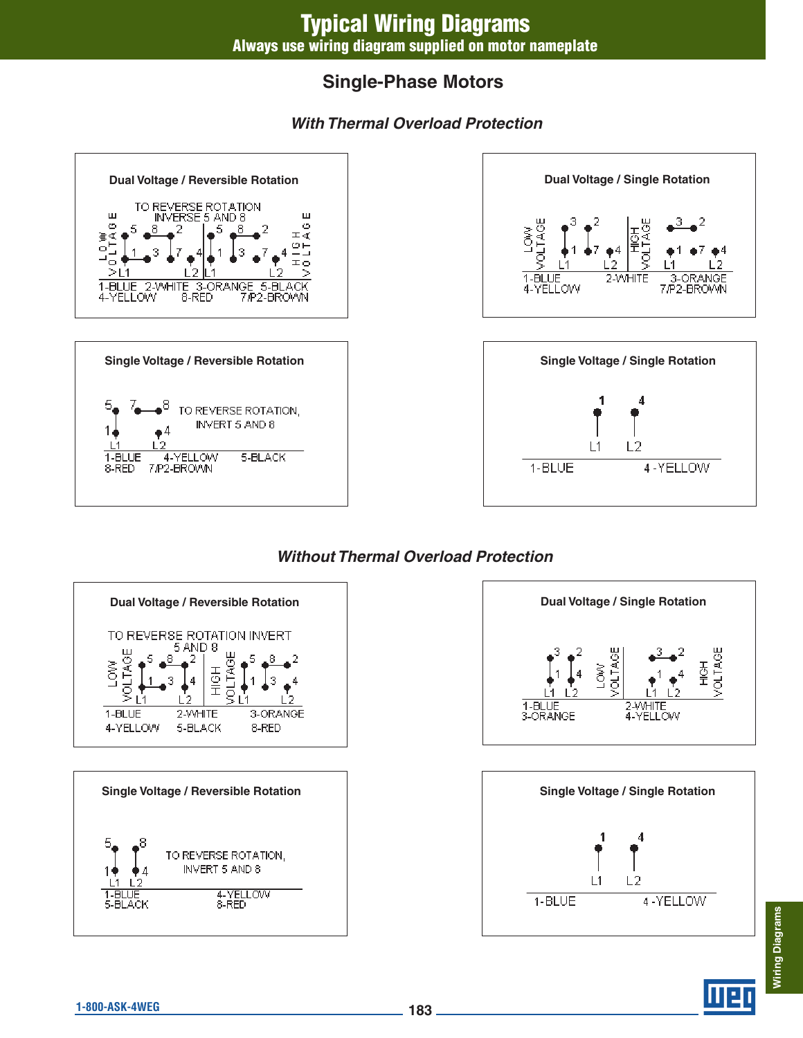# Typical Wiring Diagrams

**Always use wiring diagram supplied on motor nameplate**

## Single-Phase Motors

### *With Thermal Overload Protection*

**Dual Voltage / Reversible Rotation**

TO REVERSE ROTATION INVERSE 5 AND 8

LOW VOLTAGE
5 8 2
1 3 7 4
L1 L2

HIGH VOLTAGE
5 8 2
1 3 7 4
L1 L2

1-BLUE 2-WHITE 3-ORANGE 5-BLACK
4-YELLOW 8-RED 7/P2-BROWN

**Dual Voltage / Single Rotation**

LOW VOLTAGE
3 2
1 7 4
L1 L2

HIGH VOLTAGE
3 2
1 7 4
L1 L2

1-BLUE 2-WHITE 3-ORANGE
4-YELLOW 7/P2-BROWN

**Single Voltage / Reversible Rotation**

5 7 8
1 4
L1 L2

TO REVERSE ROTATION, INVERT 5 AND 8

1-BLUE 4-YELLOW 5-BLACK
8-RED 7/P2-BROWN

**Single Voltage / Single Rotation**

1 4
L1 L2

1-BLUE 4-YELLOW

### *Without Thermal Overload Protection*

**Dual Voltage / Reversible Rotation**

TO REVERSE ROTATION INVERT 5 AND 8

LOW VOLTAGE
5 8 2
1 3 4
L1 L2

HIGH VOLTAGE
5 8 2
1 3 4
L1 L2

1-BLUE 2-WHITE 3-ORANGE
4-YELLOW 5-BLACK 8-RED

**Dual Voltage / Single Rotation**

LOW VOLTAGE
3 2
1 4
L1 L2

HIGH VOLTAGE
3 2
1 4
L1 L2

1-BLUE 2-WHITE
3-ORANGE 4-YELLOW

**Single Voltage / Reversible Rotation**

5 8
1 4
L1 L2

TO REVERSE ROTATION, INVERT 5 AND 8

1-BLUE 4-YELLOW
5-BLACK 8-RED

**Single Voltage / Single Rotation**

1 4
L1 L2

1-BLUE 4-YELLOW

1-800-ASK-4WEG